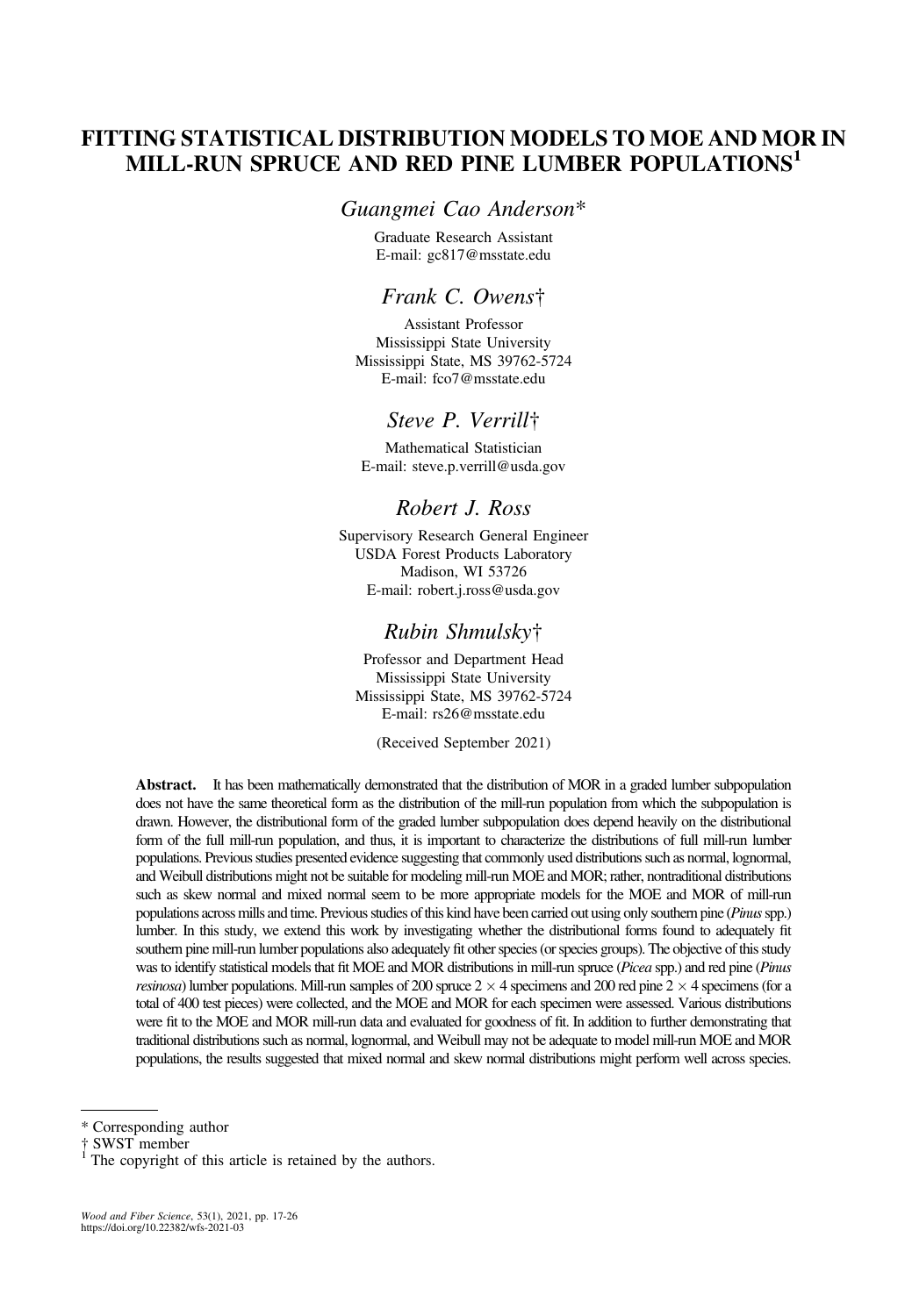# FITTING STATISTICAL DISTRIBUTION MODELS TO MOE AND MOR IN MILL-RUN SPRUCE AND RED PINE LUMBER POPULATIONS[1]

*Guangmei Cao Anderson**

Graduate Research Assistant
E-mail: gc817@msstate.edu

*Frank C. Owens*†

Assistant Professor
Mississippi State University
Mississippi State, MS 39762-5724
E-mail: fco7@msstate.edu

*Steve P. Verrill*†

Mathematical Statistician
E-mail: steve.p.verrill@usda.gov

*Robert J. Ross*

Supervisory Research General Engineer
USDA Forest Products Laboratory
Madison, WI 53726
E-mail: robert.j.ross@usda.gov

*Rubin Shmulsky*†

Professor and Department Head
Mississippi State University
Mississippi State, MS 39762-5724
E-mail: rs26@msstate.edu

(Received September 2021)

**Abstract.** It has been mathematically demonstrated that the distribution of MOR in a graded lumber subpopulation does not have the same theoretical form as the distribution of the mill-run population from which the subpopulation is drawn. However, the distributional form of the graded lumber subpopulation does depend heavily on the distributional form of the full mill-run population, and thus, it is important to characterize the distributions of full mill-run lumber populations. Previous studies presented evidence suggesting that commonly used distributions such as normal, lognormal, and Weibull distributions might not be suitable for modeling mill-run MOE and MOR; rather, nontraditional distributions such as skew normal and mixed normal seem to be more appropriate models for the MOE and MOR of mill-run populations across mills and time. Previous studies of this kind have been carried out using only southern pine (*Pinus* spp.) lumber. In this study, we extend this work by investigating whether the distributional forms found to adequately fit southern pine mill-run lumber populations also adequately fit other species (or species groups). The objective of this study was to identify statistical models that fit MOE and MOR distributions in mill-run spruce (*Picea* spp.) and red pine (*Pinus resinosa*) lumber populations. Mill-run samples of 200 spruce $2 \times 4$ specimens and 200 red pine $2 \times 4$ specimens (for a total of 400 test pieces) were collected, and the MOE and MOR for each specimen were assessed. Various distributions were fit to the MOE and MOR mill-run data and evaluated for goodness of fit. In addition to further demonstrating that traditional distributions such as normal, lognormal, and Weibull may not be adequate to model mill-run MOE and MOR populations, the results suggested that mixed normal and skew normal distributions might perform well across species.

---

* Corresponding author
† SWST member
[1] The copyright of this article is retained by the authors.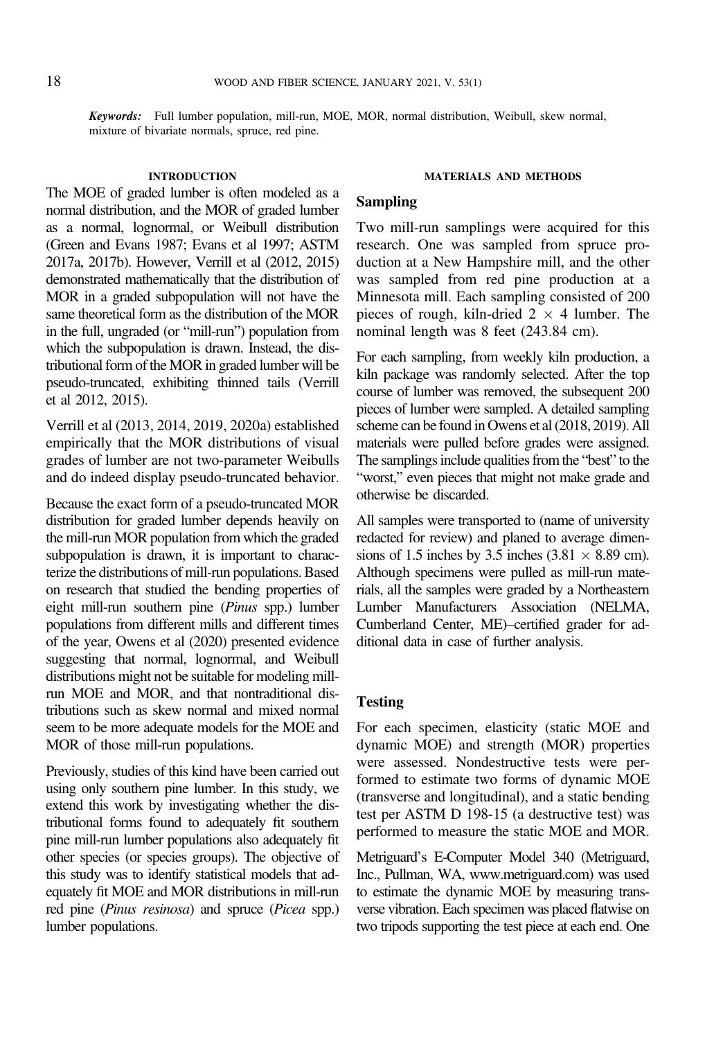***Keywords:*** Full lumber population, mill-run, MOE, MOR, normal distribution, Weibull, skew normal, mixture of bivariate normals, spruce, red pine.

## INTRODUCTION

The MOE of graded lumber is often modeled as a normal distribution, and the MOR of graded lumber as a normal, lognormal, or Weibull distribution (Green and Evans 1987; Evans et al 1997; ASTM 2017a, 2017b). However, Verrill et al (2012, 2015) demonstrated mathematically that the distribution of MOR in a graded subpopulation will not have the same theoretical form as the distribution of the MOR in the full, ungraded (or "mill-run") population from which the subpopulation is drawn. Instead, the distributional form of the MOR in graded lumber will be pseudo-truncated, exhibiting thinned tails (Verrill et al 2012, 2015).

Verrill et al (2013, 2014, 2019, 2020a) established empirically that the MOR distributions of visual grades of lumber are not two-parameter Weibulls and do indeed display pseudo-truncated behavior.

Because the exact form of a pseudo-truncated MOR distribution for graded lumber depends heavily on the mill-run MOR population from which the graded subpopulation is drawn, it is important to characterize the distributions of mill-run populations. Based on research that studied the bending properties of eight mill-run southern pine (*Pinus* spp.) lumber populations from different mills and different times of the year, Owens et al (2020) presented evidence suggesting that normal, lognormal, and Weibull distributions might not be suitable for modeling mill-run MOE and MOR, and that nontraditional distributions such as skew normal and mixed normal seem to be more adequate models for the MOE and MOR of those mill-run populations.

Previously, studies of this kind have been carried out using only southern pine lumber. In this study, we extend this work by investigating whether the distributional forms found to adequately fit southern pine mill-run lumber populations also adequately fit other species (or species groups). The objective of this study was to identify statistical models that adequately fit MOE and MOR distributions in mill-run red pine (*Pinus resinosa*) and spruce (*Picea* spp.) lumber populations.

## MATERIALS AND METHODS

### Sampling

Two mill-run samplings were acquired for this research. One was sampled from spruce production at a New Hampshire mill, and the other was sampled from red pine production at a Minnesota mill. Each sampling consisted of 200 pieces of rough, kiln-dried 2 × 4 lumber. The nominal length was 8 feet (243.84 cm).

For each sampling, from weekly kiln production, a kiln package was randomly selected. After the top course of lumber was removed, the subsequent 200 pieces of lumber were sampled. A detailed sampling scheme can be found in Owens et al (2018, 2019). All materials were pulled before grades were assigned. The samplings include qualities from the "best" to the "worst," even pieces that might not make grade and otherwise be discarded.

All samples were transported to (name of university redacted for review) and planed to average dimensions of 1.5 inches by 3.5 inches (3.81 × 8.89 cm). Although specimens were pulled as mill-run materials, all the samples were graded by a Northeastern Lumber Manufacturers Association (NELMA, Cumberland Center, ME)–certified grader for additional data in case of further analysis.

### Testing

For each specimen, elasticity (static MOE and dynamic MOE) and strength (MOR) properties were assessed. Nondestructive tests were performed to estimate two forms of dynamic MOE (transverse and longitudinal), and a static bending test per ASTM D 198-15 (a destructive test) was performed to measure the static MOE and MOR.

Metriguard's E-Computer Model 340 (Metriguard, Inc., Pullman, WA, www.metriguard.com) was used to estimate the dynamic MOE by measuring transverse vibration. Each specimen was placed flatwise on two tripods supporting the test piece at each end. One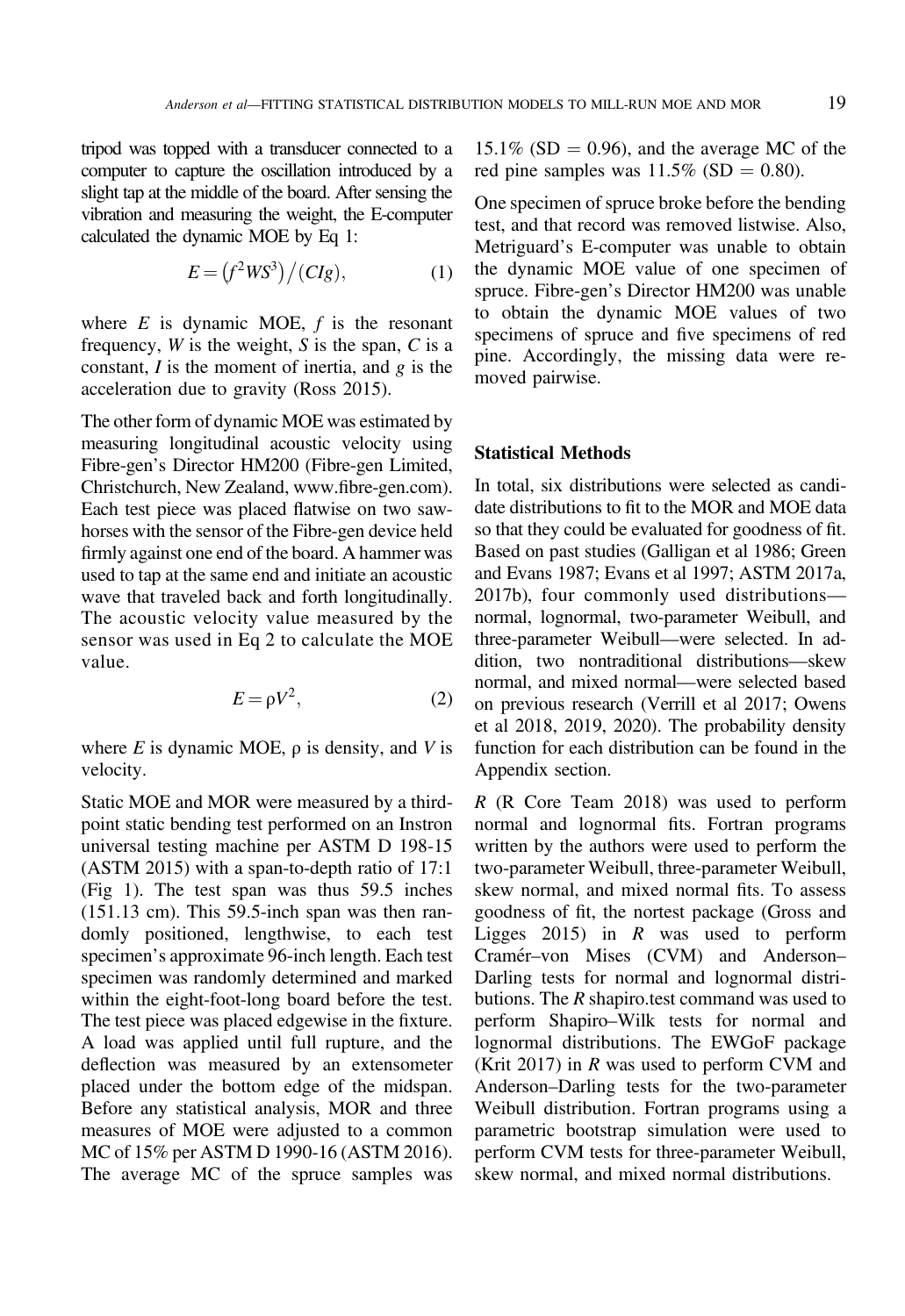tripod was topped with a transducer connected to a computer to capture the oscillation introduced by a slight tap at the middle of the board. After sensing the vibration and measuring the weight, the E-computer calculated the dynamic MOE by Eq 1:

$$E = \left(f^2 W S^3\right) / (C I g), \tag{1}$$

where $E$ is dynamic MOE, $f$ is the resonant frequency, $W$ is the weight, $S$ is the span, $C$ is a constant, $I$ is the moment of inertia, and $g$ is the acceleration due to gravity (Ross 2015).

The other form of dynamic MOE was estimated by measuring longitudinal acoustic velocity using Fibre-gen's Director HM200 (Fibre-gen Limited, Christchurch, New Zealand, www.fibre-gen.com). Each test piece was placed flatwise on two sawhorses with the sensor of the Fibre-gen device held firmly against one end of the board. A hammer was used to tap at the same end and initiate an acoustic wave that traveled back and forth longitudinally. The acoustic velocity value measured by the sensor was used in Eq 2 to calculate the MOE value.

$$E = \rho V^2, \tag{2}$$

where $E$ is dynamic MOE, $\rho$ is density, and $V$ is velocity.

Static MOE and MOR were measured by a third-point static bending test performed on an Instron universal testing machine per ASTM D 198-15 (ASTM 2015) with a span-to-depth ratio of 17:1 (Fig 1). The test span was thus 59.5 inches (151.13 cm). This 59.5-inch span was then randomly positioned, lengthwise, to each test specimen's approximate 96-inch length. Each test specimen was randomly determined and marked within the eight-foot-long board before the test. The test piece was placed edgewise in the fixture. A load was applied until full rupture, and the deflection was measured by an extensometer placed under the bottom edge of the midspan. Before any statistical analysis, MOR and three measures of MOE were adjusted to a common MC of 15% per ASTM D 1990-16 (ASTM 2016). The average MC of the spruce samples was 15.1% (SD = 0.96), and the average MC of the red pine samples was 11.5% (SD = 0.80).

One specimen of spruce broke before the bending test, and that record was removed listwise. Also, Metriguard's E-computer was unable to obtain the dynamic MOE value of one specimen of spruce. Fibre-gen's Director HM200 was unable to obtain the dynamic MOE values of two specimens of spruce and five specimens of red pine. Accordingly, the missing data were removed pairwise.

### Statistical Methods

In total, six distributions were selected as candidate distributions to fit to the MOR and MOE data so that they could be evaluated for goodness of fit. Based on past studies (Galligan et al 1986; Green and Evans 1987; Evans et al 1997; ASTM 2017a, 2017b), four commonly used distributions—normal, lognormal, two-parameter Weibull, and three-parameter Weibull—were selected. In addition, two nontraditional distributions—skew normal, and mixed normal—were selected based on previous research (Verrill et al 2017; Owens et al 2018, 2019, 2020). The probability density function for each distribution can be found in the Appendix section.

*R* (R Core Team 2018) was used to perform normal and lognormal fits. Fortran programs written by the authors were used to perform the two-parameter Weibull, three-parameter Weibull, skew normal, and mixed normal fits. To assess goodness of fit, the nortest package (Gross and Ligges 2015) in *R* was used to perform Cramér–von Mises (CVM) and Anderson–Darling tests for normal and lognormal distributions. The *R* shapiro.test command was used to perform Shapiro–Wilk tests for normal and lognormal distributions. The EWGoF package (Krit 2017) in *R* was used to perform CVM and Anderson–Darling tests for the two-parameter Weibull distribution. Fortran programs using a parametric bootstrap simulation were used to perform CVM tests for three-parameter Weibull, skew normal, and mixed normal distributions.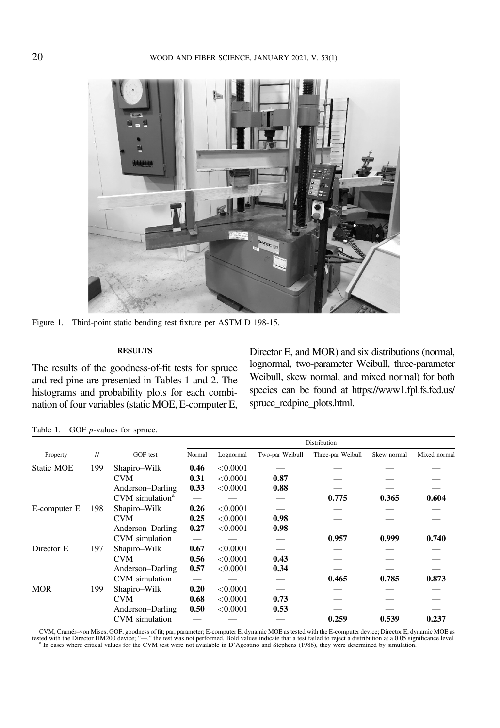Figure 1. Third-point static bending test fixture per ASTM D 198-15.

## RESULTS

The results of the goodness-of-fit tests for spruce and red pine are presented in Tables 1 and 2. The histograms and probability plots for each combination of four variables (static MOE, E-computer E, Director E, and MOR) and six distributions (normal, lognormal, two-parameter Weibull, three-parameter Weibull, skew normal, and mixed normal) for both species can be found at https://www1.fpl.fs.fed.us/spruce_redpine_plots.html.

Table 1. GOF *p*-values for spruce.

| Property | *N* | GOF test | Distribution | | | | | |
|---|---|---|---|---|---|---|---|---|
| | | | Normal | Lognormal | Two-par Weibull | Three-par Weibull | Skew normal | Mixed normal |
| Static MOE | 199 | Shapiro–Wilk | **0.46** | <0.0001 | — | — | — | — |
| | | CVM | **0.31** | <0.0001 | **0.87** | — | — | — |
| | | Anderson–Darling | **0.33** | <0.0001 | **0.88** | — | — | — |
| | | CVM simulation[a] | — | — | — | **0.775** | **0.365** | **0.604** |
| E-computer E | 198 | Shapiro–Wilk | **0.26** | <0.0001 | — | — | — | — |
| | | CVM | **0.25** | <0.0001 | **0.98** | — | — | — |
| | | Anderson–Darling | **0.27** | <0.0001 | **0.98** | — | — | — |
| | | CVM simulation | — | — | — | **0.957** | **0.999** | **0.740** |
| Director E | 197 | Shapiro–Wilk | **0.67** | <0.0001 | — | — | — | — |
| | | CVM | **0.56** | <0.0001 | **0.43** | — | — | — |
| | | Anderson–Darling | **0.57** | <0.0001 | **0.34** | — | — | — |
| | | CVM simulation | — | — | — | **0.465** | **0.785** | **0.873** |
| MOR | 199 | Shapiro–Wilk | **0.20** | <0.0001 | — | — | — | — |
| | | CVM | **0.68** | <0.0001 | **0.73** | — | — | — |
| | | Anderson–Darling | **0.50** | <0.0001 | **0.53** | — | — | — |
| | | CVM simulation | — | — | — | **0.259** | **0.539** | **0.237** |

CVM, Cramér–von Mises; GOF, goodness of fit; par, parameter; E-computer E, dynamic MOE as tested with the E-computer device; Director E, dynamic MOE as tested with the Director HM200 device; "—," the test was not performed. Bold values indicate that a test failed to reject a distribution at a 0.05 significance level.
[a] In cases where critical values for the CVM test were not available in D'Agostino and Stephens (1986), they were determined by simulation.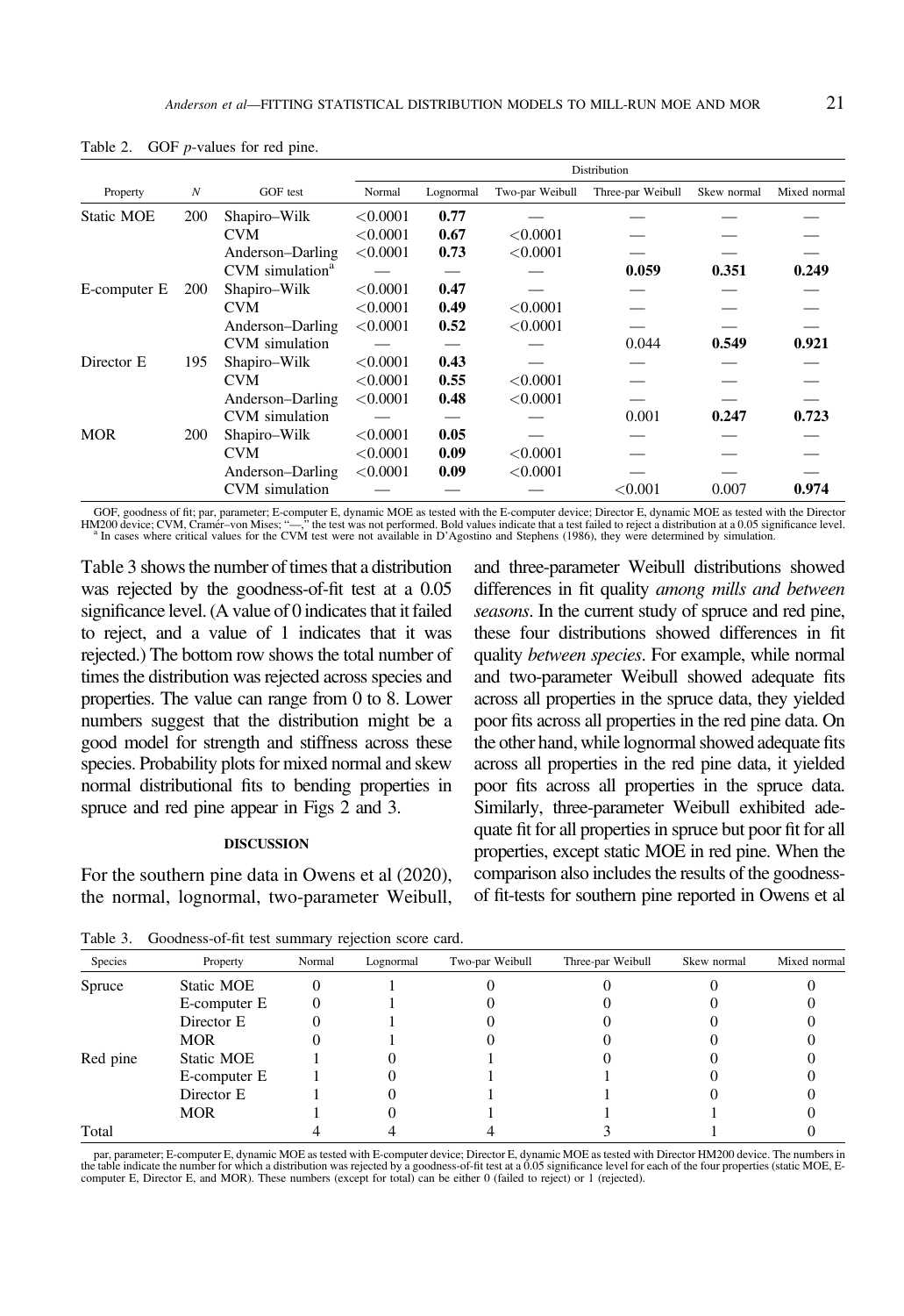Table 2. GOF *p*-values for red pine.

| Property | *N* | GOF test | Distribution | | | | | |
|---|---|---|---|---|---|---|---|---|
| | | | Normal | Lognormal | Two-par Weibull | Three-par Weibull | Skew normal | Mixed normal |
| Static MOE | 200 | Shapiro–Wilk | <0.0001 | **0.77** | — | — | — | — |
| | | CVM | <0.0001 | **0.67** | <0.0001 | — | — | — |
| | | Anderson–Darling | <0.0001 | **0.73** | <0.0001 | — | — | — |
| | | CVM simulation[a] | — | — | — | **0.059** | **0.351** | **0.249** |
| E-computer E | 200 | Shapiro–Wilk | <0.0001 | **0.47** | — | — | — | — |
| | | CVM | <0.0001 | **0.49** | <0.0001 | — | — | — |
| | | Anderson–Darling | <0.0001 | **0.52** | <0.0001 | — | — | — |
| | | CVM simulation | — | — | — | 0.044 | **0.549** | **0.921** |
| Director E | 195 | Shapiro–Wilk | <0.0001 | **0.43** | — | — | — | — |
| | | CVM | <0.0001 | **0.55** | <0.0001 | — | — | — |
| | | Anderson–Darling | <0.0001 | **0.48** | <0.0001 | — | — | — |
| | | CVM simulation | — | — | — | 0.001 | **0.247** | **0.723** |
| MOR | 200 | Shapiro–Wilk | <0.0001 | **0.05** | — | — | — | — |
| | | CVM | <0.0001 | **0.09** | <0.0001 | — | — | — |
| | | Anderson–Darling | <0.0001 | **0.09** | <0.0001 | — | — | — |
| | | CVM simulation | — | — | — | <0.001 | 0.007 | **0.974** |

GOF, goodness of fit; par, parameter; E-computer E, dynamic MOE as tested with the E-computer device; Director E, dynamic MOE as tested with the Director HM200 device; CVM, Cramér–von Mises; "—," the test was not performed. Bold values indicate that a test failed to reject a distribution at a 0.05 significance level.
[a] In cases where critical values for the CVM test were not available in D'Agostino and Stephens (1986), they were determined by simulation.

Table 3 shows the number of times that a distribution was rejected by the goodness-of-fit test at a 0.05 significance level. (A value of 0 indicates that it failed to reject, and a value of 1 indicates that it was rejected.) The bottom row shows the total number of times the distribution was rejected across species and properties. The value can range from 0 to 8. Lower numbers suggest that the distribution might be a good model for strength and stiffness across these species. Probability plots for mixed normal and skew normal distributional fits to bending properties in spruce and red pine appear in Figs 2 and 3.

## DISCUSSION

For the southern pine data in Owens et al (2020), the normal, lognormal, two-parameter Weibull, and three-parameter Weibull distributions showed differences in fit quality *among mills and between seasons*. In the current study of spruce and red pine, these four distributions showed differences in fit quality *between species*. For example, while normal and two-parameter Weibull showed adequate fits across all properties in the spruce data, they yielded poor fits across all properties in the red pine data. On the other hand, while lognormal showed adequate fits across all properties in the red pine data, it yielded poor fits across all properties in the spruce data. Similarly, three-parameter Weibull exhibited adequate fit for all properties in spruce but poor fit for all properties, except static MOE in red pine. When the comparison also includes the results of the goodness-of-fit-tests for southern pine reported in Owens et al

Table 3. Goodness-of-fit test summary rejection score card.

| Species | Property | Normal | Lognormal | Two-par Weibull | Three-par Weibull | Skew normal | Mixed normal |
|---|---|---|---|---|---|---|---|
| Spruce | Static MOE | 0 | 1 | 0 | 0 | 0 | 0 |
| | E-computer E | 0 | 1 | 0 | 0 | 0 | 0 |
| | Director E | 0 | 1 | 0 | 0 | 0 | 0 |
| | MOR | 0 | 1 | 0 | 0 | 0 | 0 |
| Red pine | Static MOE | 1 | 0 | 1 | 0 | 0 | 0 |
| | E-computer E | 1 | 0 | 1 | 1 | 0 | 0 |
| | Director E | 1 | 0 | 1 | 1 | 0 | 0 |
| | MOR | 1 | 0 | 1 | 1 | 1 | 0 |
| Total | | 4 | 4 | 4 | 3 | 1 | 0 |

par, parameter; E-computer E, dynamic MOE as tested with E-computer device; Director E, dynamic MOE as tested with Director HM200 device. The numbers in the table indicate the number for which a distribution was rejected by a goodness-of-fit test at a 0.05 significance level for each of the four properties (static MOE, E-computer E, Director E, and MOR). These numbers (except for total) can be either 0 (failed to reject) or 1 (rejected).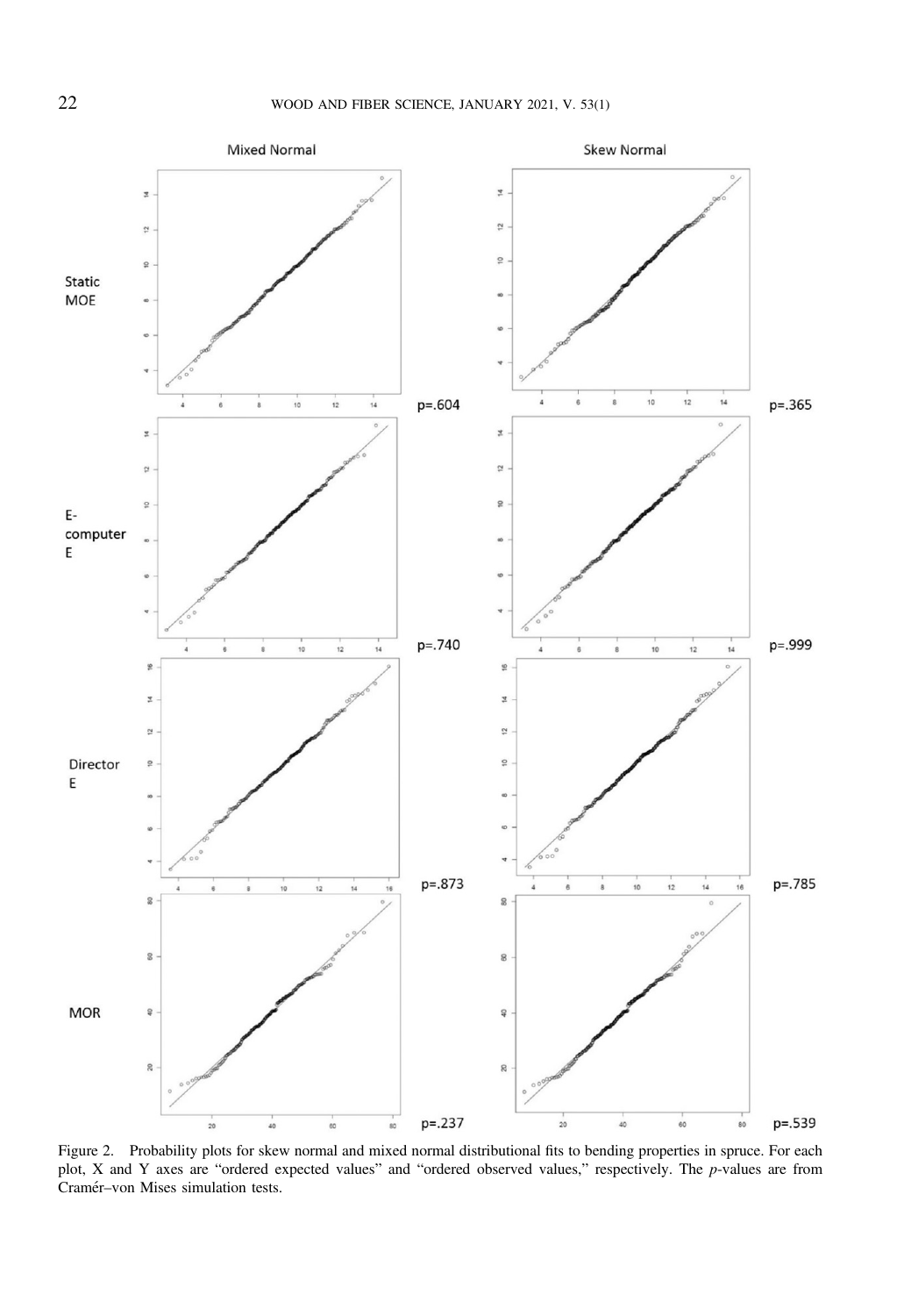Figure 2. Probability plots for skew normal and mixed normal distributional fits to bending properties in spruce. For each plot, X and Y axes are "ordered expected values" and "ordered observed values," respectively. The *p*-values are from Cramér–von Mises simulation tests.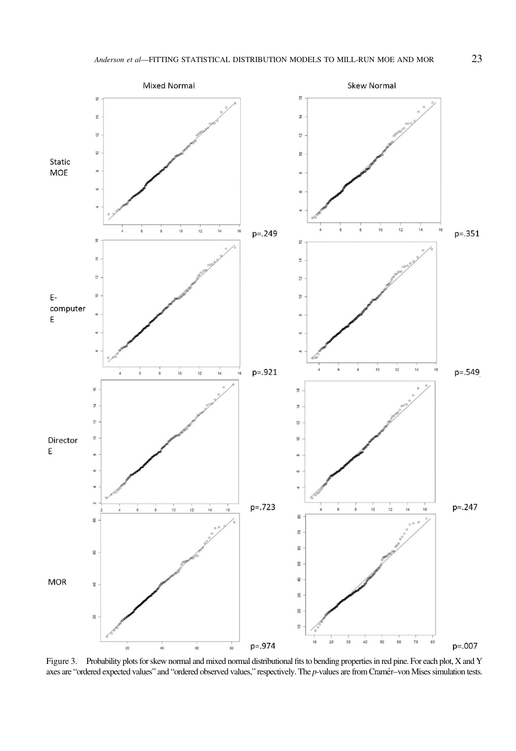Figure 3. Probability plots for skew normal and mixed normal distributional fits to bending properties in red pine. For each plot, X and Y axes are "ordered expected values" and "ordered observed values," respectively. The *p*-values are from Cramér–von Mises simulation tests.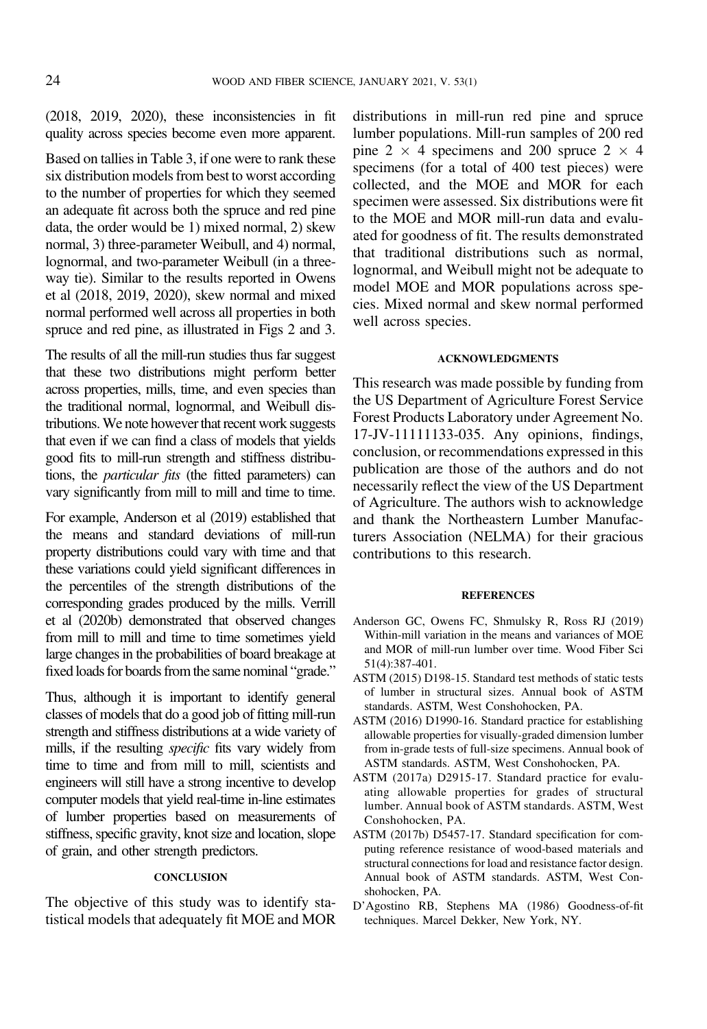(2018, 2019, 2020), these inconsistencies in fit quality across species become even more apparent.

Based on tallies in Table 3, if one were to rank these six distribution models from best to worst according to the number of properties for which they seemed an adequate fit across both the spruce and red pine data, the order would be 1) mixed normal, 2) skew normal, 3) three-parameter Weibull, and 4) normal, lognormal, and two-parameter Weibull (in a three-way tie). Similar to the results reported in Owens et al (2018, 2019, 2020), skew normal and mixed normal performed well across all properties in both spruce and red pine, as illustrated in Figs 2 and 3.

The results of all the mill-run studies thus far suggest that these two distributions might perform better across properties, mills, time, and even species than the traditional normal, lognormal, and Weibull distributions. We note however that recent work suggests that even if we can find a class of models that yields good fits to mill-run strength and stiffness distributions, the *particular fits* (the fitted parameters) can vary significantly from mill to mill and time to time.

For example, Anderson et al (2019) established that the means and standard deviations of mill-run property distributions could vary with time and that these variations could yield significant differences in the percentiles of the strength distributions of the corresponding grades produced by the mills. Verrill et al (2020b) demonstrated that observed changes from mill to mill and time to time sometimes yield large changes in the probabilities of board breakage at fixed loads for boards from the same nominal "grade."

Thus, although it is important to identify general classes of models that do a good job of fitting mill-run strength and stiffness distributions at a wide variety of mills, if the resulting *specific* fits vary widely from time to time and from mill to mill, scientists and engineers will still have a strong incentive to develop computer models that yield real-time in-line estimates of lumber properties based on measurements of stiffness, specific gravity, knot size and location, slope of grain, and other strength predictors.

## CONCLUSION

The objective of this study was to identify statistical models that adequately fit MOE and MOR distributions in mill-run red pine and spruce lumber populations. Mill-run samples of 200 red pine 2 × 4 specimens and 200 spruce 2 × 4 specimens (for a total of 400 test pieces) were collected, and the MOE and MOR for each specimen were assessed. Six distributions were fit to the MOE and MOR mill-run data and evaluated for goodness of fit. The results demonstrated that traditional distributions such as normal, lognormal, and Weibull might not be adequate to model MOE and MOR populations across species. Mixed normal and skew normal performed well across species.

## ACKNOWLEDGMENTS

This research was made possible by funding from the US Department of Agriculture Forest Service Forest Products Laboratory under Agreement No. 17-JV-11111133-035. Any opinions, findings, conclusion, or recommendations expressed in this publication are those of the authors and do not necessarily reflect the view of the US Department of Agriculture. The authors wish to acknowledge and thank the Northeastern Lumber Manufacturers Association (NELMA) for their gracious contributions to this research.

## REFERENCES

Anderson GC, Owens FC, Shmulsky R, Ross RJ (2019) Within-mill variation in the means and variances of MOE and MOR of mill-run lumber over time. Wood Fiber Sci 51(4):387-401.

ASTM (2015) D198-15. Standard test methods of static tests of lumber in structural sizes. Annual book of ASTM standards. ASTM, West Conshohocken, PA.

ASTM (2016) D1990-16. Standard practice for establishing allowable properties for visually-graded dimension lumber from in-grade tests of full-size specimens. Annual book of ASTM standards. ASTM, West Conshohocken, PA.

ASTM (2017a) D2915-17. Standard practice for evaluating allowable properties for grades of structural lumber. Annual book of ASTM standards. ASTM, West Conshohocken, PA.

ASTM (2017b) D5457-17. Standard specification for computing reference resistance of wood-based materials and structural connections for load and resistance factor design. Annual book of ASTM standards. ASTM, West Conshohocken, PA.

D'Agostino RB, Stephens MA (1986) Goodness-of-fit techniques. Marcel Dekker, New York, NY.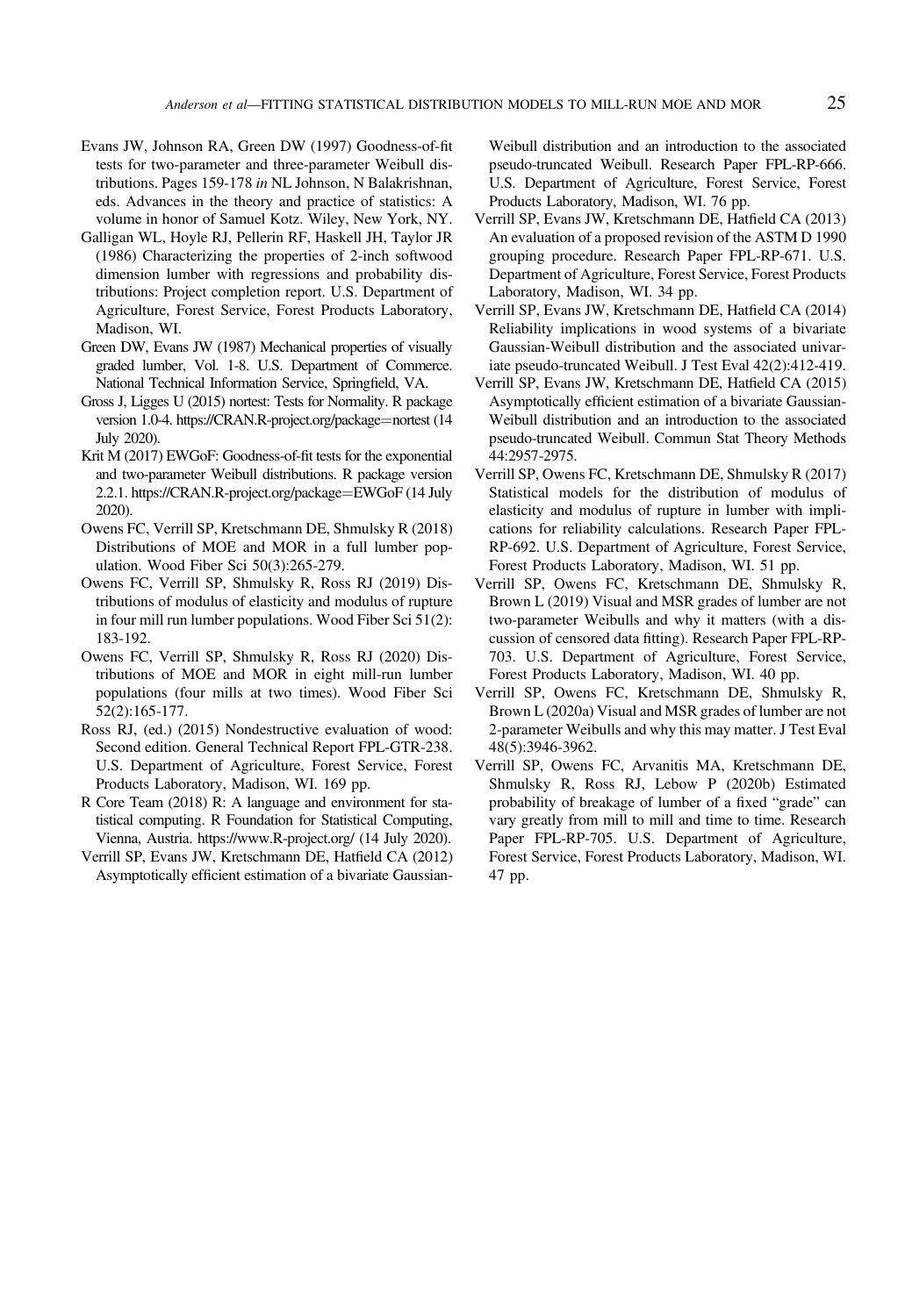Evans JW, Johnson RA, Green DW (1997) Goodness-of-fit tests for two-parameter and three-parameter Weibull distributions. Pages 159-178 *in* NL Johnson, N Balakrishnan, eds. Advances in the theory and practice of statistics: A volume in honor of Samuel Kotz. Wiley, New York, NY.

Galligan WL, Hoyle RJ, Pellerin RF, Haskell JH, Taylor JR (1986) Characterizing the properties of 2-inch softwood dimension lumber with regressions and probability distributions: Project completion report. U.S. Department of Agriculture, Forest Service, Forest Products Laboratory, Madison, WI.

Green DW, Evans JW (1987) Mechanical properties of visually graded lumber, Vol. 1-8. U.S. Department of Commerce. National Technical Information Service, Springfield, VA.

Gross J, Ligges U (2015) nortest: Tests for Normality. R package version 1.0-4. https://CRAN.R-project.org/package=nortest (14 July 2020).

Krit M (2017) EWGoF: Goodness-of-fit tests for the exponential and two-parameter Weibull distributions. R package version 2.2.1. https://CRAN.R-project.org/package=EWGoF (14 July 2020).

Owens FC, Verrill SP, Kretschmann DE, Shmulsky R (2018) Distributions of MOE and MOR in a full lumber population. Wood Fiber Sci 50(3):265-279.

Owens FC, Verrill SP, Shmulsky R, Ross RJ (2019) Distributions of modulus of elasticity and modulus of rupture in four mill run lumber populations. Wood Fiber Sci 51(2): 183-192.

Owens FC, Verrill SP, Shmulsky R, Ross RJ (2020) Distributions of MOE and MOR in eight mill-run lumber populations (four mills at two times). Wood Fiber Sci 52(2):165-177.

Ross RJ, (ed.) (2015) Nondestructive evaluation of wood: Second edition. General Technical Report FPL-GTR-238. U.S. Department of Agriculture, Forest Service, Forest Products Laboratory, Madison, WI. 169 pp.

R Core Team (2018) R: A language and environment for statistical computing. R Foundation for Statistical Computing, Vienna, Austria. https://www.R-project.org/ (14 July 2020).

Verrill SP, Evans JW, Kretschmann DE, Hatfield CA (2012) Asymptotically efficient estimation of a bivariate Gaussian-Weibull distribution and an introduction to the associated pseudo-truncated Weibull. Research Paper FPL-RP-666. U.S. Department of Agriculture, Forest Service, Forest Products Laboratory, Madison, WI. 76 pp.

Verrill SP, Evans JW, Kretschmann DE, Hatfield CA (2013) An evaluation of a proposed revision of the ASTM D 1990 grouping procedure. Research Paper FPL-RP-671. U.S. Department of Agriculture, Forest Service, Forest Products Laboratory, Madison, WI. 34 pp.

Verrill SP, Evans JW, Kretschmann DE, Hatfield CA (2014) Reliability implications in wood systems of a bivariate Gaussian-Weibull distribution and the associated univariate pseudo-truncated Weibull. J Test Eval 42(2):412-419.

Verrill SP, Evans JW, Kretschmann DE, Hatfield CA (2015) Asymptotically efficient estimation of a bivariate Gaussian-Weibull distribution and an introduction to the associated pseudo-truncated Weibull. Commun Stat Theory Methods 44:2957-2975.

Verrill SP, Owens FC, Kretschmann DE, Shmulsky R (2017) Statistical models for the distribution of modulus of elasticity and modulus of rupture in lumber with implications for reliability calculations. Research Paper FPL-RP-692. U.S. Department of Agriculture, Forest Service, Forest Products Laboratory, Madison, WI. 51 pp.

Verrill SP, Owens FC, Kretschmann DE, Shmulsky R, Brown L (2019) Visual and MSR grades of lumber are not two-parameter Weibulls and why it matters (with a discussion of censored data fitting). Research Paper FPL-RP-703. U.S. Department of Agriculture, Forest Service, Forest Products Laboratory, Madison, WI. 40 pp.

Verrill SP, Owens FC, Kretschmann DE, Shmulsky R, Brown L (2020a) Visual and MSR grades of lumber are not 2-parameter Weibulls and why this may matter. J Test Eval 48(5):3946-3962.

Verrill SP, Owens FC, Arvanitis MA, Kretschmann DE, Shmulsky R, Ross RJ, Lebow P (2020b) Estimated probability of breakage of lumber of a fixed "grade" can vary greatly from mill to mill and time to time. Research Paper FPL-RP-705. U.S. Department of Agriculture, Forest Service, Forest Products Laboratory, Madison, WI. 47 pp.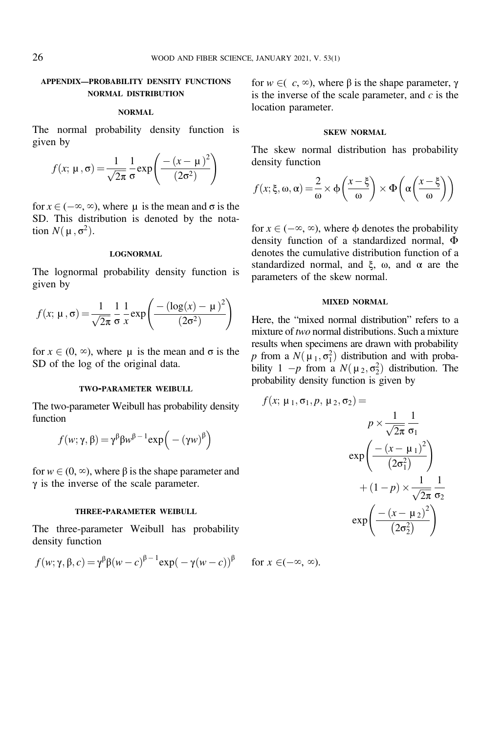## APPENDIX—PROBABILITY DENSITY FUNCTIONS NORMAL DISTRIBUTION

### NORMAL

The normal probability density function is given by

$$f(x;\, \mu, \sigma) = \frac{1}{\sqrt{2\pi}}\frac{1}{\sigma}\exp\left(\frac{-(x-\mu)^2}{(2\sigma^2)}\right)$$

for $x \in (-\infty, \infty)$, where $\mu$ is the mean and $\sigma$ is the SD. This distribution is denoted by the notation $N(\mu, \sigma^2)$.

### LOGNORMAL

The lognormal probability density function is given by

$$f(x;\, \mu, \sigma) = \frac{1}{\sqrt{2\pi}}\frac{1}{\sigma}\frac{1}{x}\exp\left(\frac{-(\log(x)-\mu)^2}{(2\sigma^2)}\right)$$

for $x \in (0, \infty)$, where $\mu$ is the mean and $\sigma$ is the SD of the log of the original data.

### TWO-PARAMETER WEIBULL

The two-parameter Weibull has probability density function

$$f(w; \gamma, \beta) = \gamma^{\beta}\beta w^{\beta-1}\exp\left(-(\gamma w)^{\beta}\right)$$

for $w \in (0, \infty)$, where $\beta$ is the shape parameter and $\gamma$ is the inverse of the scale parameter.

### THREE-PARAMETER WEIBULL

The three-parameter Weibull has probability density function

$$f(w; \gamma, \beta, c) = \gamma^{\beta}\beta(w-c)^{\beta-1}\exp(-\gamma(w-c))^{\beta}$$

for $w \in (c, \infty)$, where $\beta$ is the shape parameter, $\gamma$ is the inverse of the scale parameter, and $c$ is the location parameter.

### SKEW NORMAL

The skew normal distribution has probability density function

$$f(x; \xi, \omega, \alpha) = \frac{2}{\omega} \times \phi\left(\frac{x-\xi}{\omega}\right) \times \Phi\left(\alpha\left(\frac{x-\xi}{\omega}\right)\right)$$

for $x \in (-\infty, \infty)$, where $\phi$ denotes the probability density function of a standardized normal, $\Phi$ denotes the cumulative distribution function of a standardized normal, and $\xi$, $\omega$, and $\alpha$ are the parameters of the skew normal.

### MIXED NORMAL

Here, the "mixed normal distribution" refers to a mixture of *two* normal distributions. Such a mixture results when specimens are drawn with probability $p$ from a $N(\mu_1, \sigma_1^2)$ distribution and with probability $1-p$ from a $N(\mu_2, \sigma_2^2)$ distribution. The probability density function is given by

$$f(x;\, \mu_1, \sigma_1, p,\, \mu_2, \sigma_2) = p \times \frac{1}{\sqrt{2\pi}}\frac{1}{\sigma_1}\exp\left(\frac{-(x-\mu_1)^2}{(2\sigma_1^2)}\right) + (1-p) \times \frac{1}{\sqrt{2\pi}}\frac{1}{\sigma_2}\exp\left(\frac{-(x-\mu_2)^2}{(2\sigma_2^2)}\right)$$

for $x \in (-\infty, \infty)$.